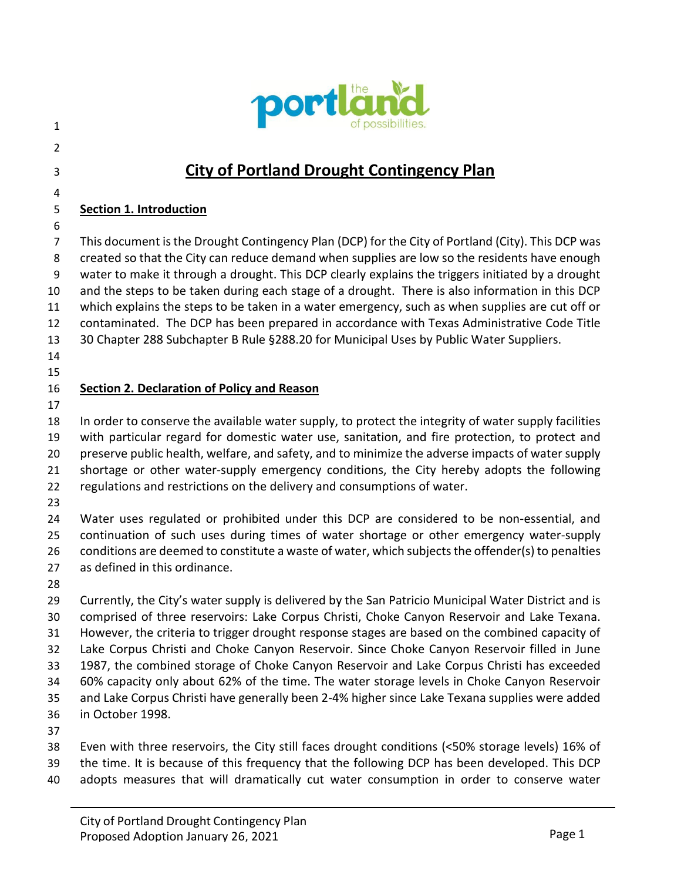# City of Portland Drought Contingency Plan

## Section 1. Introduction

This document is the Drought Contingency Plan (DCP) for the City of Portland (City). This DCP was created so that the City can reduce demand when supplies are low so the residents have enough water to make it through a drought. This DCP clearly explains the triggers initiated by a drought and the steps to be taken during each stage of a drought. There is also information in this DCP which explains the steps to be taken in a water emergency, such as when supplies are cut off or contaminated. The DCP has been prepared in accordance with Texas Administrative Code Title 30 Chapter 288 Subchapter B Rule §288.20 for Municipal Uses by Public Water Suppliers.

## Section 2. Declaration of Policy and Reason

In order to conserve the available water supply, to protect the integrity of water supply facilities with particular regard for domestic water use, sanitation, and fire protection, to protect and preserve public health, welfare, and safety, and to minimize the adverse impacts of water supply shortage or other water-supply emergency conditions, the City hereby adopts the following regulations and restrictions on the delivery and consumptions of water.

Water uses regulated or prohibited under this DCP are considered to be non-essential, and continuation of such uses during times of water shortage or other emergency water-supply conditions are deemed to constitute a waste of water, which subjects the offender(s) to penalties as defined in this ordinance.

Currently, the City's water supply is delivered by the San Patricio Municipal Water District and is comprised of three reservoirs: Lake Corpus Christi, Choke Canyon Reservoir and Lake Texana. However, the criteria to trigger drought response stages are based on the combined capacity of Lake Corpus Christi and Choke Canyon Reservoir. Since Choke Canyon Reservoir filled in June 1987, the combined storage of Choke Canyon Reservoir and Lake Corpus Christi has exceeded 60% capacity only about 62% of the time. The water storage levels in Choke Canyon Reservoir and Lake Corpus Christi have generally been 2-4% higher since Lake Texana supplies were added in October 1998.

Even with three reservoirs, the City still faces drought conditions (<50% storage levels) 16% of the time. It is because of this frequency that the following DCP has been developed. This DCP adopts measures that will dramatically cut water consumption in order to conserve water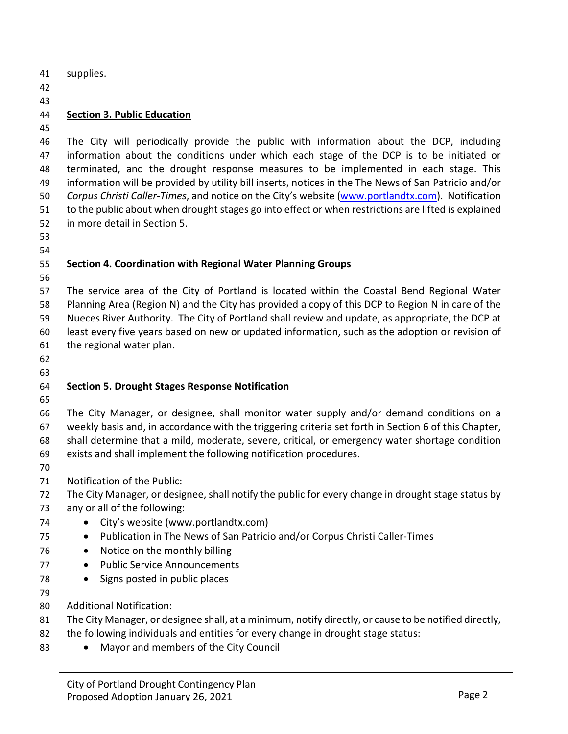supplies.

## Section 3. Public Education

The City will periodically provide the public with information about the DCP, including information about the conditions under which each stage of the DCP is to be initiated or terminated, and the drought response measures to be implemented in each stage. This information will be provided by utility bill inserts, notices in the The News of San Patricio and/or *Corpus Christi Caller-Times*, and notice on the City's website (www.portlandtx.com). Notification to the public about when drought stages go into effect or when restrictions are lifted is explained in more detail in Section 5.

## Section 4. Coordination with Regional Water Planning Groups

The service area of the City of Portland is located within the Coastal Bend Regional Water Planning Area (Region N) and the City has provided a copy of this DCP to Region N in care of the Nueces River Authority. The City of Portland shall review and update, as appropriate, the DCP at least every five years based on new or updated information, such as the adoption or revision of the regional water plan.

## Section 5. Drought Stages Response Notification

The City Manager, or designee, shall monitor water supply and/or demand conditions on a weekly basis and, in accordance with the triggering criteria set forth in Section 6 of this Chapter, shall determine that a mild, moderate, severe, critical, or emergency water shortage condition exists and shall implement the following notification procedures.

Notification of the Public:
The City Manager, or designee, shall notify the public for every change in drought stage status by any or all of the following:

- City's website (www.portlandtx.com)
- Publication in The News of San Patricio and/or Corpus Christi Caller-Times
- Notice on the monthly billing
- Public Service Announcements
- Signs posted in public places

Additional Notification:
The City Manager, or designee shall, at a minimum, notify directly, or cause to be notified directly, the following individuals and entities for every change in drought stage status:

- Mayor and members of the City Council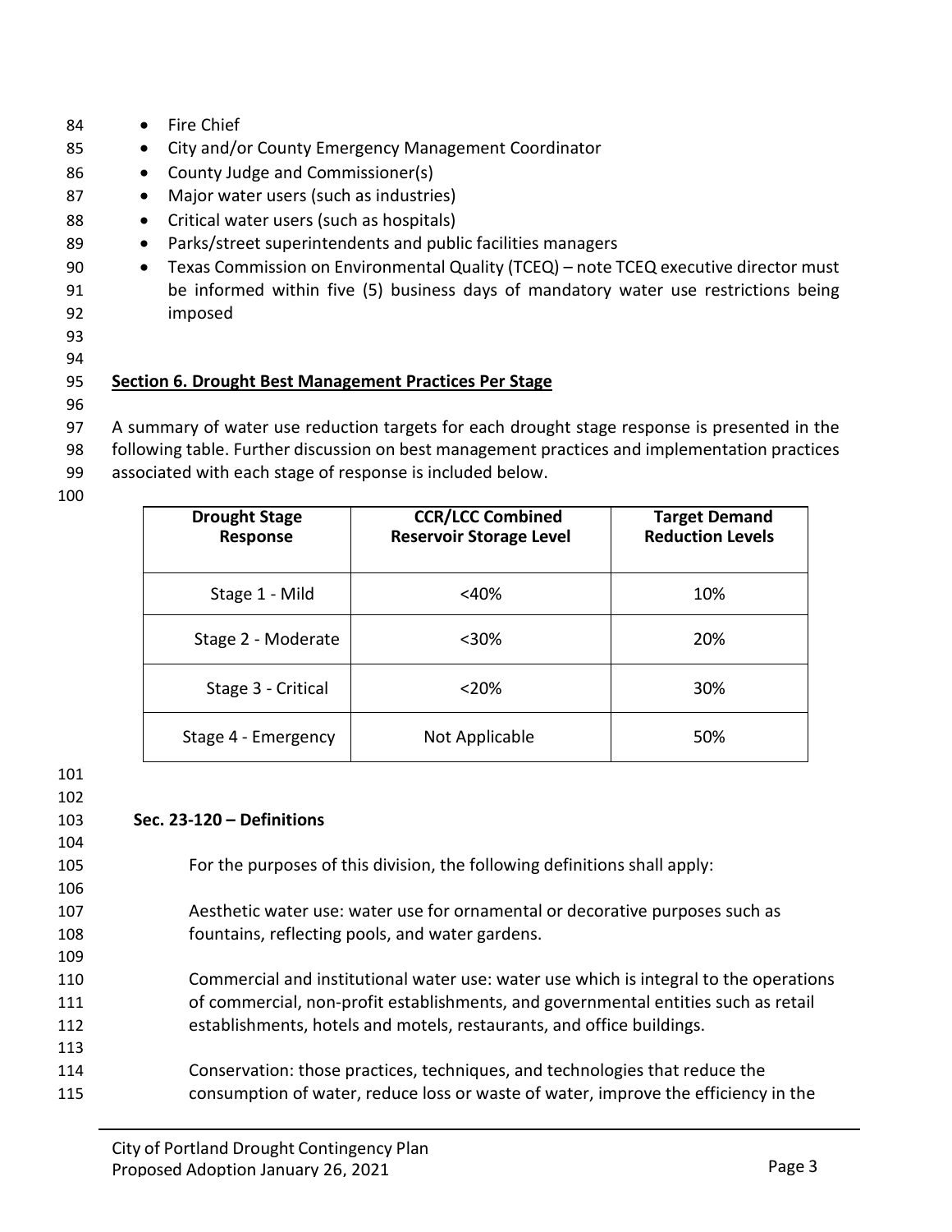- Fire Chief
- City and/or County Emergency Management Coordinator
- County Judge and Commissioner(s)
- Major water users (such as industries)
- Critical water users (such as hospitals)
- Parks/street superintendents and public facilities managers
- Texas Commission on Environmental Quality (TCEQ) – note TCEQ executive director must be informed within five (5) business days of mandatory water use restrictions being imposed

## Section 6. Drought Best Management Practices Per Stage

A summary of water use reduction targets for each drought stage response is presented in the following table. Further discussion on best management practices and implementation practices associated with each stage of response is included below.

| Drought Stage Response | CCR/LCC Combined Reservoir Storage Level | Target Demand Reduction Levels |
|---|---|---|
| Stage 1 - Mild | <40% | 10% |
| Stage 2 - Moderate | <30% | 20% |
| Stage 3 - Critical | <20% | 30% |
| Stage 4 - Emergency | Not Applicable | 50% |

### Sec. 23-120 – Definitions

For the purposes of this division, the following definitions shall apply:

Aesthetic water use: water use for ornamental or decorative purposes such as fountains, reflecting pools, and water gardens.

Commercial and institutional water use: water use which is integral to the operations of commercial, non-profit establishments, and governmental entities such as retail establishments, hotels and motels, restaurants, and office buildings.

Conservation: those practices, techniques, and technologies that reduce the consumption of water, reduce loss or waste of water, improve the efficiency in the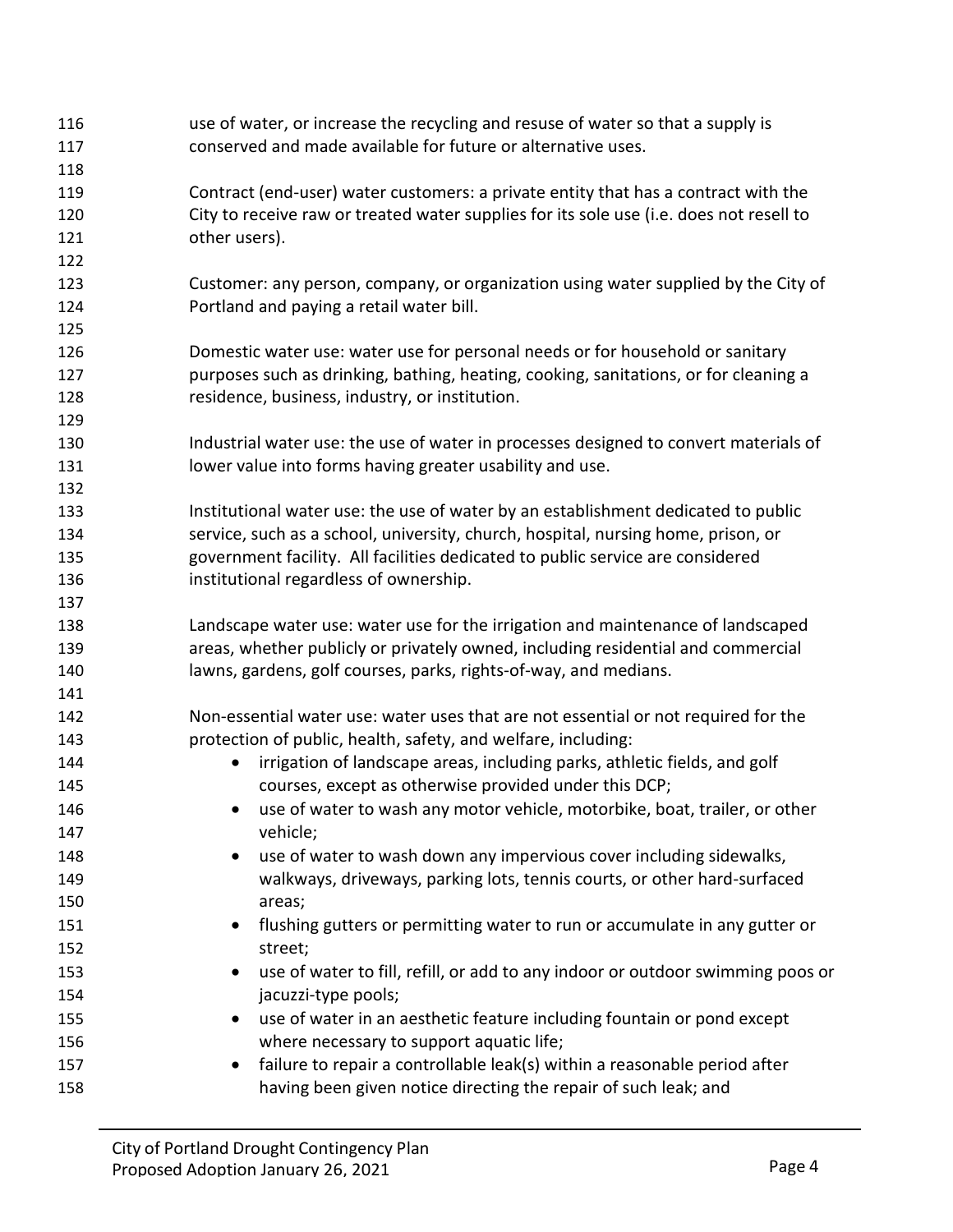use of water, or increase the recycling and resuse of water so that a supply is conserved and made available for future or alternative uses.

Contract (end-user) water customers: a private entity that has a contract with the City to receive raw or treated water supplies for its sole use (i.e. does not resell to other users).

Customer: any person, company, or organization using water supplied by the City of Portland and paying a retail water bill.

Domestic water use: water use for personal needs or for household or sanitary purposes such as drinking, bathing, heating, cooking, sanitations, or for cleaning a residence, business, industry, or institution.

Industrial water use: the use of water in processes designed to convert materials of lower value into forms having greater usability and use.

Institutional water use: the use of water by an establishment dedicated to public service, such as a school, university, church, hospital, nursing home, prison, or government facility. All facilities dedicated to public service are considered institutional regardless of ownership.

Landscape water use: water use for the irrigation and maintenance of landscaped areas, whether publicly or privately owned, including residential and commercial lawns, gardens, golf courses, parks, rights-of-way, and medians.

Non-essential water use: water uses that are not essential or not required for the protection of public, health, safety, and welfare, including:

- irrigation of landscape areas, including parks, athletic fields, and golf courses, except as otherwise provided under this DCP;
- use of water to wash any motor vehicle, motorbike, boat, trailer, or other vehicle;
- use of water to wash down any impervious cover including sidewalks, walkways, driveways, parking lots, tennis courts, or other hard-surfaced areas;
- flushing gutters or permitting water to run or accumulate in any gutter or street;
- use of water to fill, refill, or add to any indoor or outdoor swimming poos or jacuzzi-type pools;
- use of water in an aesthetic feature including fountain or pond except where necessary to support aquatic life;
- failure to repair a controllable leak(s) within a reasonable period after having been given notice directing the repair of such leak; and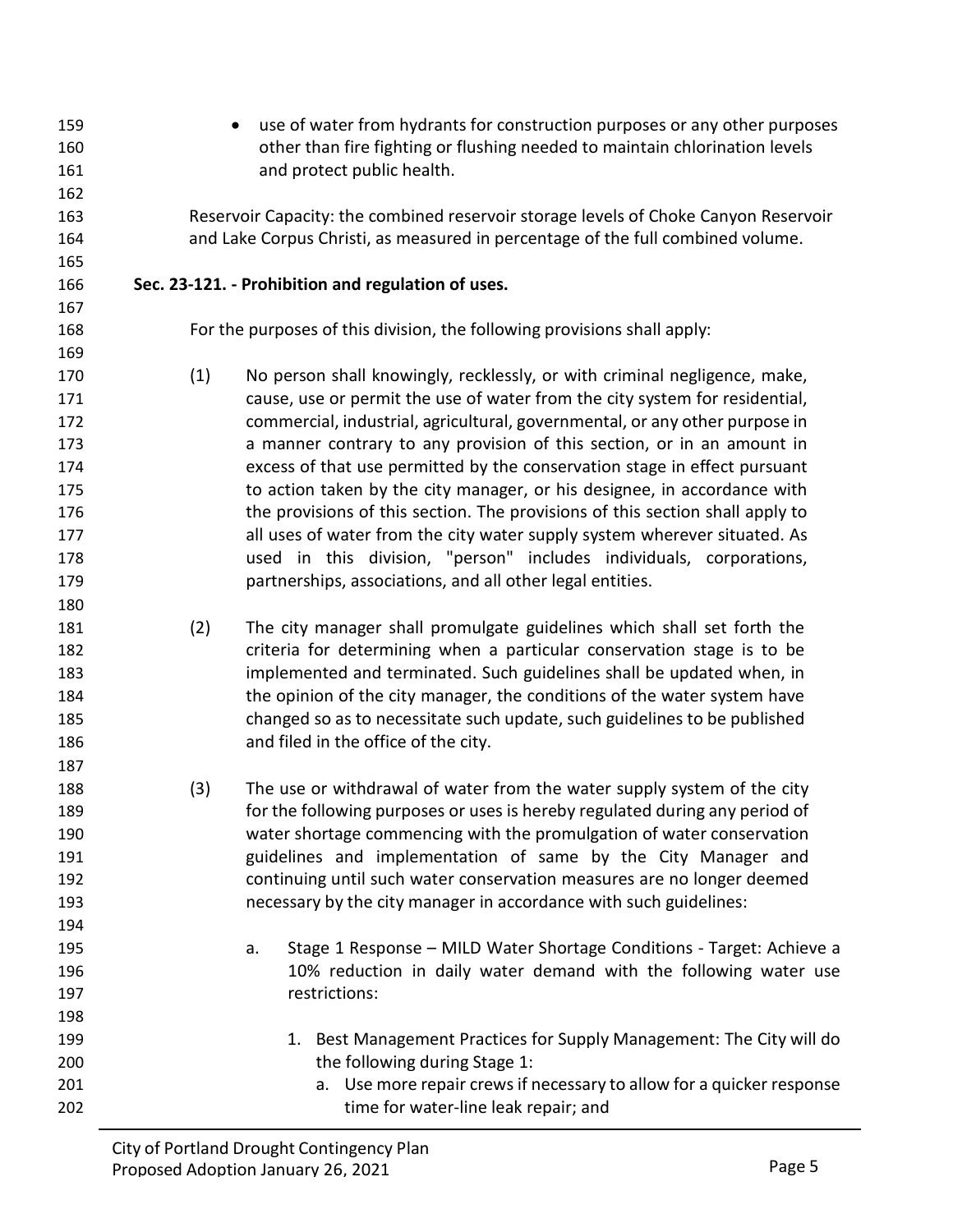- use of water from hydrants for construction purposes or any other purposes other than fire fighting or flushing needed to maintain chlorination levels and protect public health.

Reservoir Capacity: the combined reservoir storage levels of Choke Canyon Reservoir and Lake Corpus Christi, as measured in percentage of the full combined volume.

**Sec. 23-121. - Prohibition and regulation of uses.**

For the purposes of this division, the following provisions shall apply:

(1) No person shall knowingly, recklessly, or with criminal negligence, make, cause, use or permit the use of water from the city system for residential, commercial, industrial, agricultural, governmental, or any other purpose in a manner contrary to any provision of this section, or in an amount in excess of that use permitted by the conservation stage in effect pursuant to action taken by the city manager, or his designee, in accordance with the provisions of this section. The provisions of this section shall apply to all uses of water from the city water supply system wherever situated. As used in this division, "person" includes individuals, corporations, partnerships, associations, and all other legal entities.

(2) The city manager shall promulgate guidelines which shall set forth the criteria for determining when a particular conservation stage is to be implemented and terminated. Such guidelines shall be updated when, in the opinion of the city manager, the conditions of the water system have changed so as to necessitate such update, such guidelines to be published and filed in the office of the city.

(3) The use or withdrawal of water from the water supply system of the city for the following purposes or uses is hereby regulated during any period of water shortage commencing with the promulgation of water conservation guidelines and implementation of same by the City Manager and continuing until such water conservation measures are no longer deemed necessary by the city manager in accordance with such guidelines:

   a. Stage 1 Response – MILD Water Shortage Conditions - Target: Achieve a 10% reduction in daily water demand with the following water use restrictions:

      1. Best Management Practices for Supply Management: The City will do the following during Stage 1:
         a. Use more repair crews if necessary to allow for a quicker response time for water-line leak repair; and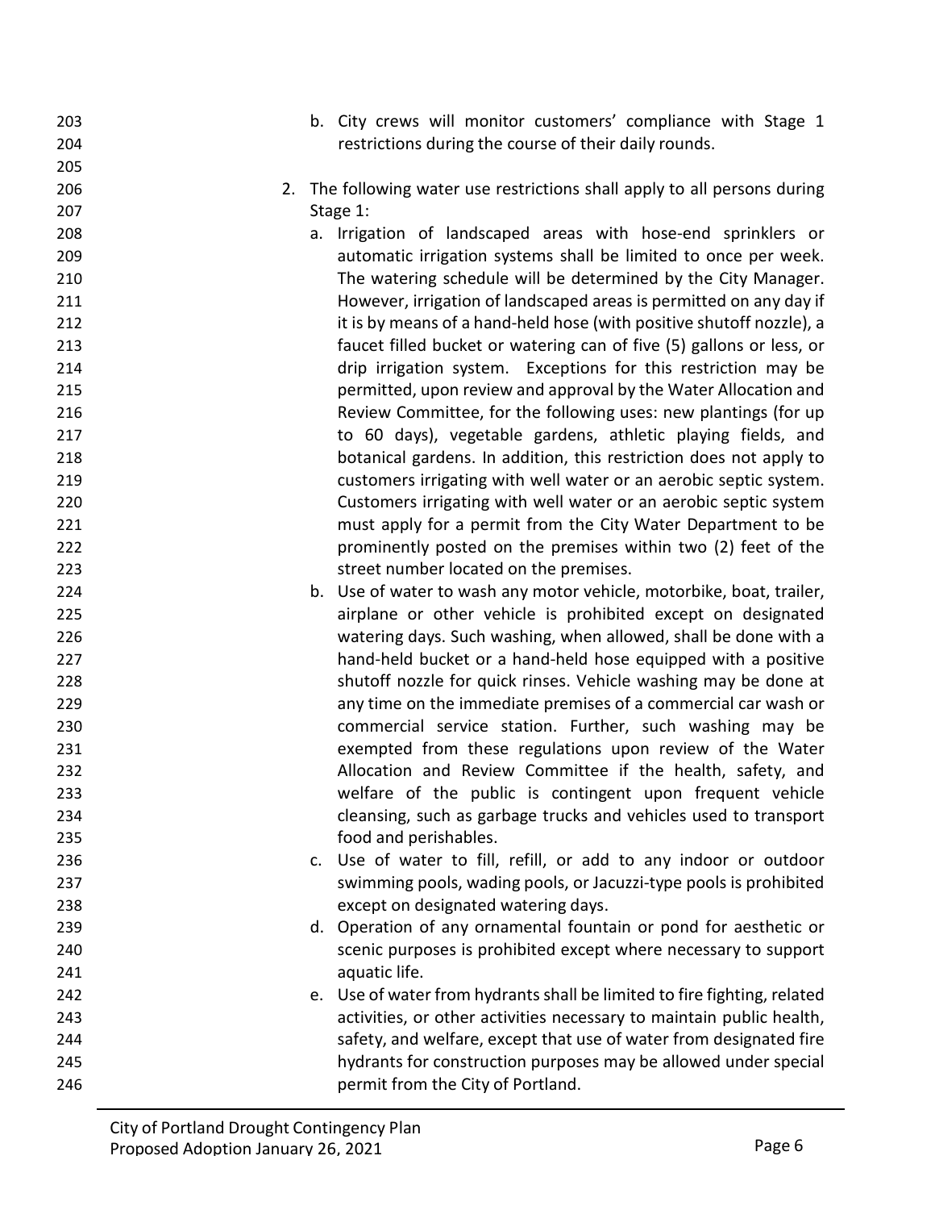b. City crews will monitor customers' compliance with Stage 1 restrictions during the course of their daily rounds.

2. The following water use restrictions shall apply to all persons during Stage 1:
   a. Irrigation of landscaped areas with hose-end sprinklers or automatic irrigation systems shall be limited to once per week. The watering schedule will be determined by the City Manager. However, irrigation of landscaped areas is permitted on any day if it is by means of a hand-held hose (with positive shutoff nozzle), a faucet filled bucket or watering can of five (5) gallons or less, or drip irrigation system. Exceptions for this restriction may be permitted, upon review and approval by the Water Allocation and Review Committee, for the following uses: new plantings (for up to 60 days), vegetable gardens, athletic playing fields, and botanical gardens. In addition, this restriction does not apply to customers irrigating with well water or an aerobic septic system. Customers irrigating with well water or an aerobic septic system must apply for a permit from the City Water Department to be prominently posted on the premises within two (2) feet of the street number located on the premises.
   b. Use of water to wash any motor vehicle, motorbike, boat, trailer, airplane or other vehicle is prohibited except on designated watering days. Such washing, when allowed, shall be done with a hand-held bucket or a hand-held hose equipped with a positive shutoff nozzle for quick rinses. Vehicle washing may be done at any time on the immediate premises of a commercial car wash or commercial service station. Further, such washing may be exempted from these regulations upon review of the Water Allocation and Review Committee if the health, safety, and welfare of the public is contingent upon frequent vehicle cleansing, such as garbage trucks and vehicles used to transport food and perishables.
   c. Use of water to fill, refill, or add to any indoor or outdoor swimming pools, wading pools, or Jacuzzi-type pools is prohibited except on designated watering days.
   d. Operation of any ornamental fountain or pond for aesthetic or scenic purposes is prohibited except where necessary to support aquatic life.
   e. Use of water from hydrants shall be limited to fire fighting, related activities, or other activities necessary to maintain public health, safety, and welfare, except that use of water from designated fire hydrants for construction purposes may be allowed under special permit from the City of Portland.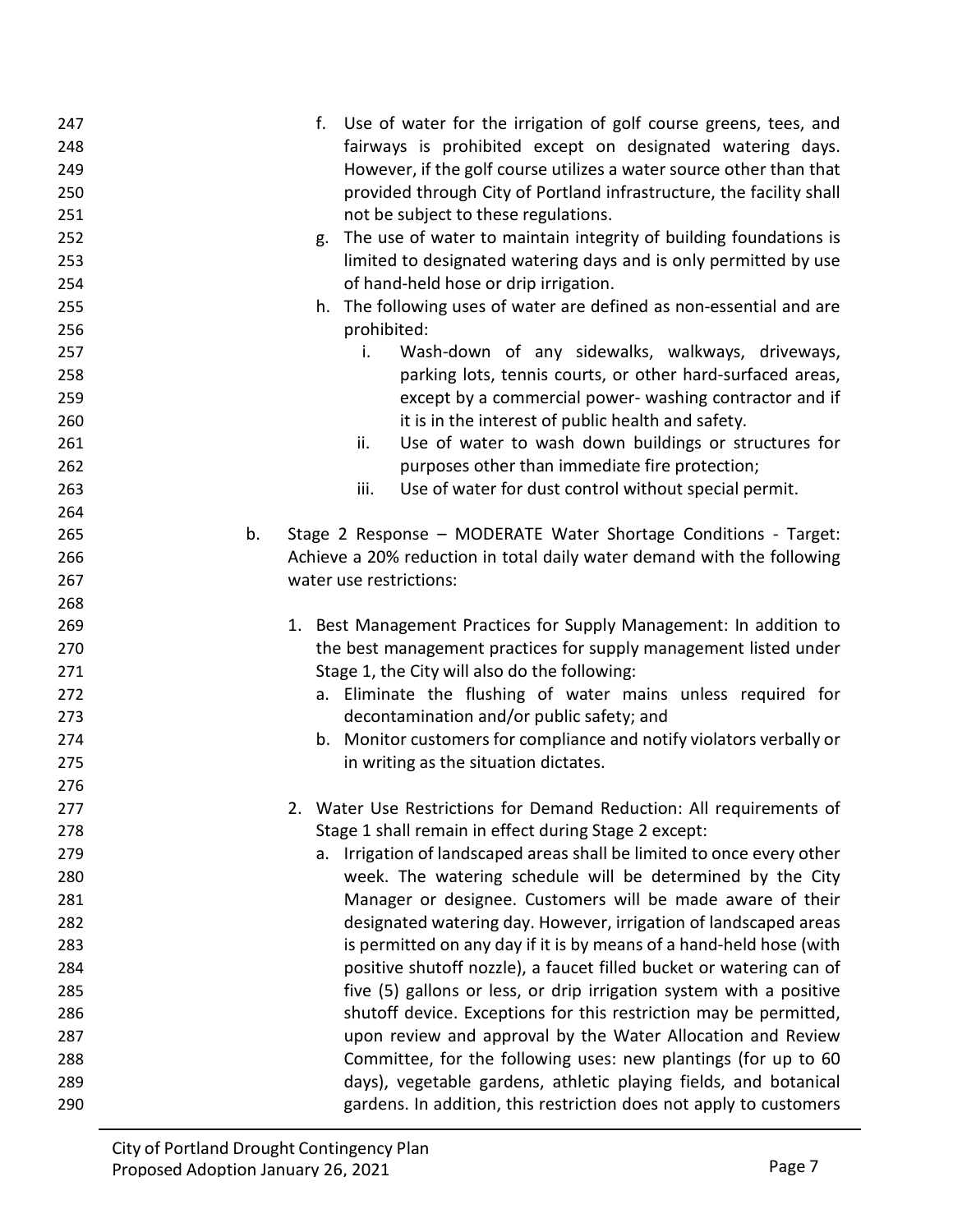f. Use of water for the irrigation of golf course greens, tees, and fairways is prohibited except on designated watering days. However, if the golf course utilizes a water source other than that provided through City of Portland infrastructure, the facility shall not be subject to these regulations.

g. The use of water to maintain integrity of building foundations is limited to designated watering days and is only permitted by use of hand-held hose or drip irrigation.

h. The following uses of water are defined as non-essential and are prohibited:

   i. Wash-down of any sidewalks, walkways, driveways, parking lots, tennis courts, or other hard-surfaced areas, except by a commercial power- washing contractor and if it is in the interest of public health and safety.

   ii. Use of water to wash down buildings or structures for purposes other than immediate fire protection;

   iii. Use of water for dust control without special permit.

b. Stage 2 Response – MODERATE Water Shortage Conditions - Target: Achieve a 20% reduction in total daily water demand with the following water use restrictions:

1. Best Management Practices for Supply Management: In addition to the best management practices for supply management listed under Stage 1, the City will also do the following:

   a. Eliminate the flushing of water mains unless required for decontamination and/or public safety; and

   b. Monitor customers for compliance and notify violators verbally or in writing as the situation dictates.

2. Water Use Restrictions for Demand Reduction: All requirements of Stage 1 shall remain in effect during Stage 2 except:

   a. Irrigation of landscaped areas shall be limited to once every other week. The watering schedule will be determined by the City Manager or designee. Customers will be made aware of their designated watering day. However, irrigation of landscaped areas is permitted on any day if it is by means of a hand-held hose (with positive shutoff nozzle), a faucet filled bucket or watering can of five (5) gallons or less, or drip irrigation system with a positive shutoff device. Exceptions for this restriction may be permitted, upon review and approval by the Water Allocation and Review Committee, for the following uses: new plantings (for up to 60 days), vegetable gardens, athletic playing fields, and botanical gardens. In addition, this restriction does not apply to customers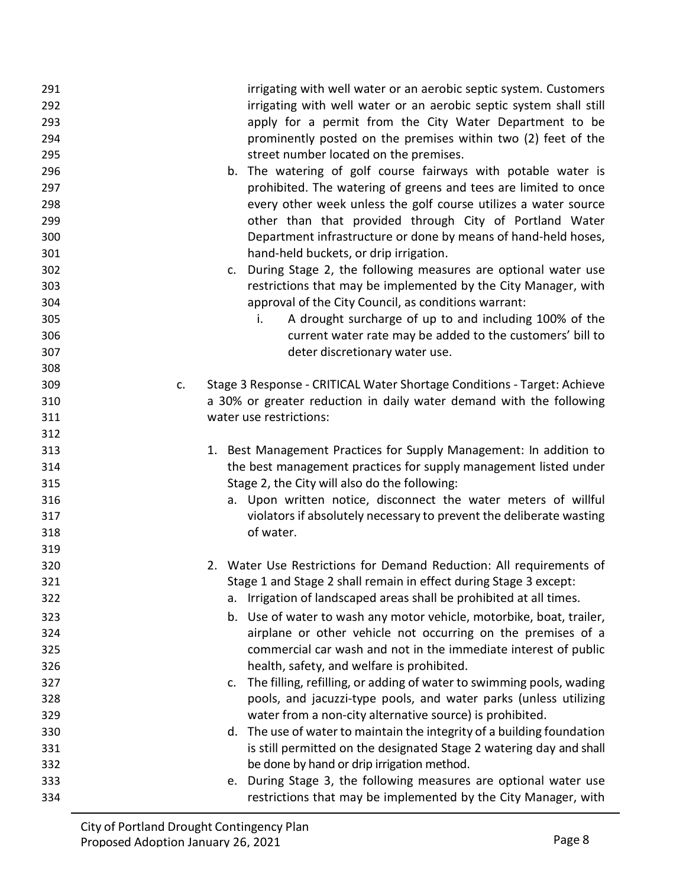irrigating with well water or an aerobic septic system. Customers irrigating with well water or an aerobic septic system shall still apply for a permit from the City Water Department to be prominently posted on the premises within two (2) feet of the street number located on the premises.

b. The watering of golf course fairways with potable water is prohibited. The watering of greens and tees are limited to once every other week unless the golf course utilizes a water source other than that provided through City of Portland Water Department infrastructure or done by means of hand-held hoses, hand-held buckets, or drip irrigation.

c. During Stage 2, the following measures are optional water use restrictions that may be implemented by the City Manager, with approval of the City Council, as conditions warrant:

   i. A drought surcharge of up to and including 100% of the current water rate may be added to the customers' bill to deter discretionary water use.

c. Stage 3 Response - CRITICAL Water Shortage Conditions - Target: Achieve a 30% or greater reduction in daily water demand with the following water use restrictions:

1. Best Management Practices for Supply Management: In addition to the best management practices for supply management listed under Stage 2, the City will also do the following:
   a. Upon written notice, disconnect the water meters of willful violators if absolutely necessary to prevent the deliberate wasting of water.

2. Water Use Restrictions for Demand Reduction: All requirements of Stage 1 and Stage 2 shall remain in effect during Stage 3 except:
   a. Irrigation of landscaped areas shall be prohibited at all times.
   b. Use of water to wash any motor vehicle, motorbike, boat, trailer, airplane or other vehicle not occurring on the premises of a commercial car wash and not in the immediate interest of public health, safety, and welfare is prohibited.
   c. The filling, refilling, or adding of water to swimming pools, wading pools, and jacuzzi-type pools, and water parks (unless utilizing water from a non-city alternative source) is prohibited.
   d. The use of water to maintain the integrity of a building foundation is still permitted on the designated Stage 2 watering day and shall be done by hand or drip irrigation method.
   e. During Stage 3, the following measures are optional water use restrictions that may be implemented by the City Manager, with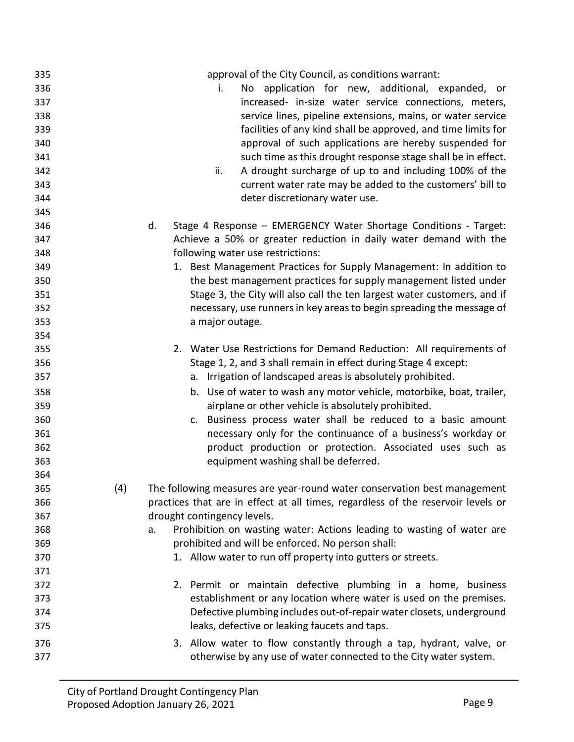approval of the City Council, as conditions warrant:

i. No application for new, additional, expanded, or increased- in-size water service connections, meters, service lines, pipeline extensions, mains, or water service facilities of any kind shall be approved, and time limits for approval of such applications are hereby suspended for such time as this drought response stage shall be in effect.

ii. A drought surcharge of up to and including 100% of the current water rate may be added to the customers' bill to deter discretionary water use.

d. Stage 4 Response – EMERGENCY Water Shortage Conditions - Target: Achieve a 50% or greater reduction in daily water demand with the following water use restrictions:

1. Best Management Practices for Supply Management: In addition to the best management practices for supply management listed under Stage 3, the City will also call the ten largest water customers, and if necessary, use runners in key areas to begin spreading the message of a major outage.

2. Water Use Restrictions for Demand Reduction: All requirements of Stage 1, 2, and 3 shall remain in effect during Stage 4 except:
   a. Irrigation of landscaped areas is absolutely prohibited.
   b. Use of water to wash any motor vehicle, motorbike, boat, trailer, airplane or other vehicle is absolutely prohibited.
   c. Business process water shall be reduced to a basic amount necessary only for the continuance of a business's workday or product production or protection. Associated uses such as equipment washing shall be deferred.

(4) The following measures are year-round water conservation best management practices that are in effect at all times, regardless of the reservoir levels or drought contingency levels.

a. Prohibition on wasting water: Actions leading to wasting of water are prohibited and will be enforced. No person shall:

1. Allow water to run off property into gutters or streets.

2. Permit or maintain defective plumbing in a home, business establishment or any location where water is used on the premises. Defective plumbing includes out-of-repair water closets, underground leaks, defective or leaking faucets and taps.

3. Allow water to flow constantly through a tap, hydrant, valve, or otherwise by any use of water connected to the City water system.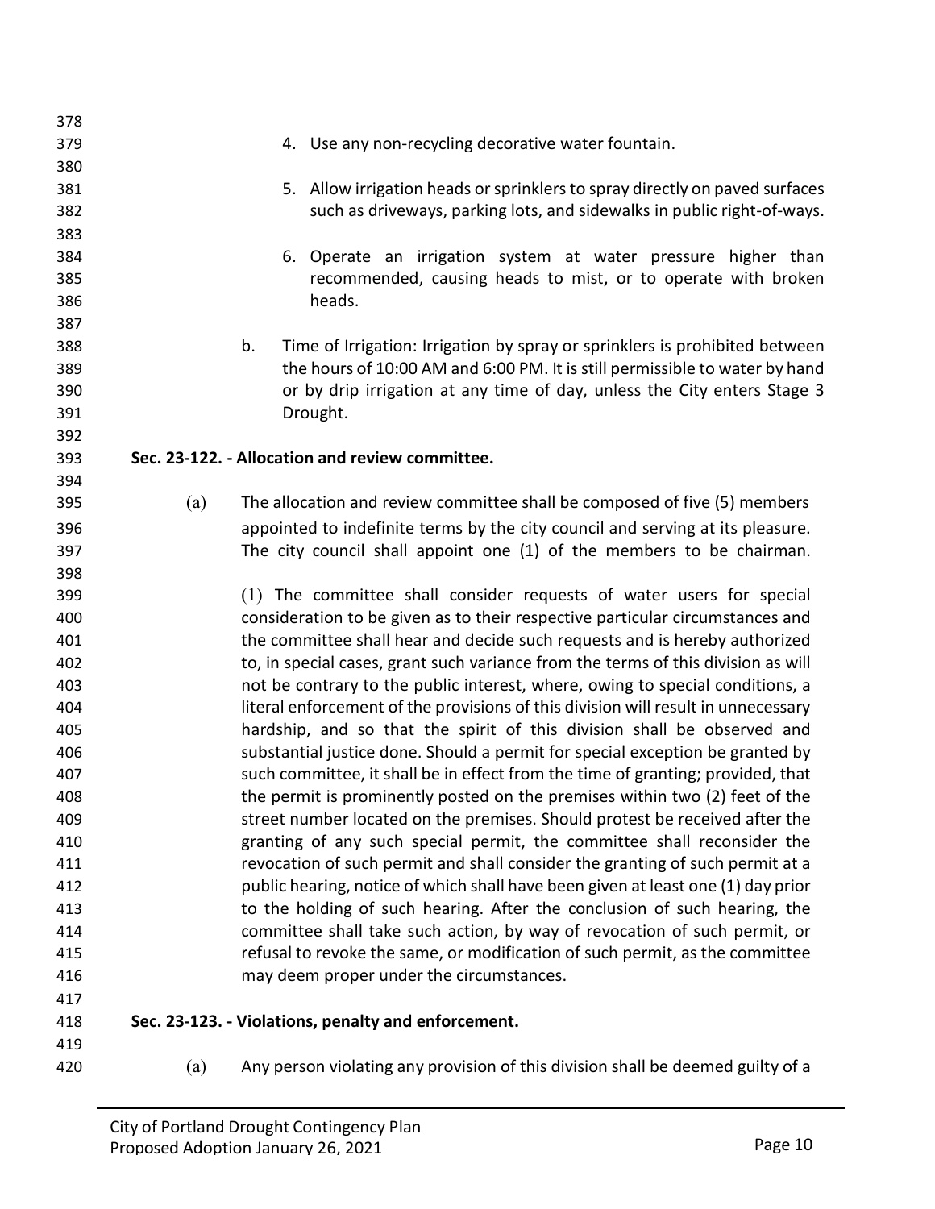4. Use any non-recycling decorative water fountain.

5. Allow irrigation heads or sprinklers to spray directly on paved surfaces such as driveways, parking lots, and sidewalks in public right-of-ways.

6. Operate an irrigation system at water pressure higher than recommended, causing heads to mist, or to operate with broken heads.

b. Time of Irrigation: Irrigation by spray or sprinklers is prohibited between the hours of 10:00 AM and 6:00 PM. It is still permissible to water by hand or by drip irrigation at any time of day, unless the City enters Stage 3 Drought.

**Sec. 23-122. - Allocation and review committee.**

(a) The allocation and review committee shall be composed of five (5) members appointed to indefinite terms by the city council and serving at its pleasure. The city council shall appoint one (1) of the members to be chairman.

(1) The committee shall consider requests of water users for special consideration to be given as to their respective particular circumstances and the committee shall hear and decide such requests and is hereby authorized to, in special cases, grant such variance from the terms of this division as will not be contrary to the public interest, where, owing to special conditions, a literal enforcement of the provisions of this division will result in unnecessary hardship, and so that the spirit of this division shall be observed and substantial justice done. Should a permit for special exception be granted by such committee, it shall be in effect from the time of granting; provided, that the permit is prominently posted on the premises within two (2) feet of the street number located on the premises. Should protest be received after the granting of any such special permit, the committee shall reconsider the revocation of such permit and shall consider the granting of such permit at a public hearing, notice of which shall have been given at least one (1) day prior to the holding of such hearing. After the conclusion of such hearing, the committee shall take such action, by way of revocation of such permit, or refusal to revoke the same, or modification of such permit, as the committee may deem proper under the circumstances.

**Sec. 23-123. - Violations, penalty and enforcement.**

(a) Any person violating any provision of this division shall be deemed guilty of a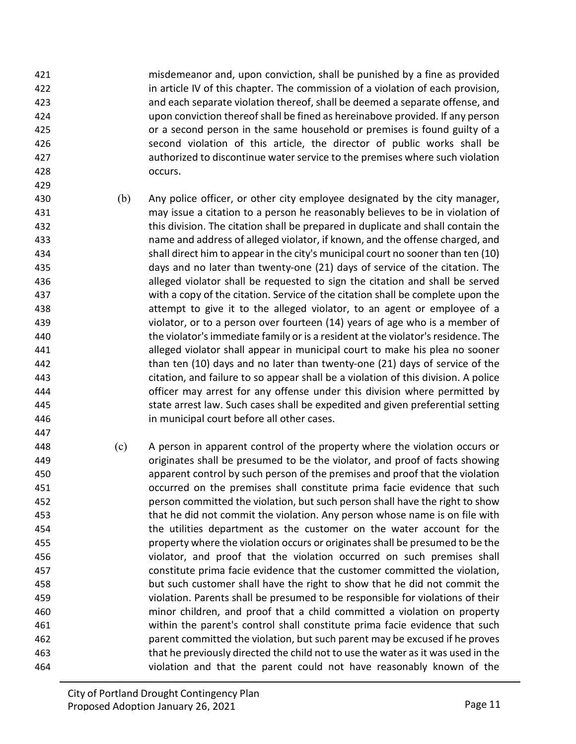misdemeanor and, upon conviction, shall be punished by a fine as provided in article IV of this chapter. The commission of a violation of each provision, and each separate violation thereof, shall be deemed a separate offense, and upon conviction thereof shall be fined as hereinabove provided. If any person or a second person in the same household or premises is found guilty of a second violation of this article, the director of public works shall be authorized to discontinue water service to the premises where such violation occurs.

(b) Any police officer, or other city employee designated by the city manager, may issue a citation to a person he reasonably believes to be in violation of this division. The citation shall be prepared in duplicate and shall contain the name and address of alleged violator, if known, and the offense charged, and shall direct him to appear in the city's municipal court no sooner than ten (10) days and no later than twenty-one (21) days of service of the citation. The alleged violator shall be requested to sign the citation and shall be served with a copy of the citation. Service of the citation shall be complete upon the attempt to give it to the alleged violator, to an agent or employee of a violator, or to a person over fourteen (14) years of age who is a member of the violator's immediate family or is a resident at the violator's residence. The alleged violator shall appear in municipal court to make his plea no sooner than ten (10) days and no later than twenty-one (21) days of service of the citation, and failure to so appear shall be a violation of this division. A police officer may arrest for any offense under this division where permitted by state arrest law. Such cases shall be expedited and given preferential setting in municipal court before all other cases.

(c) A person in apparent control of the property where the violation occurs or originates shall be presumed to be the violator, and proof of facts showing apparent control by such person of the premises and proof that the violation occurred on the premises shall constitute prima facie evidence that such person committed the violation, but such person shall have the right to show that he did not commit the violation. Any person whose name is on file with the utilities department as the customer on the water account for the property where the violation occurs or originates shall be presumed to be the violator, and proof that the violation occurred on such premises shall constitute prima facie evidence that the customer committed the violation, but such customer shall have the right to show that he did not commit the violation. Parents shall be presumed to be responsible for violations of their minor children, and proof that a child committed a violation on property within the parent's control shall constitute prima facie evidence that such parent committed the violation, but such parent may be excused if he proves that he previously directed the child not to use the water as it was used in the violation and that the parent could not have reasonably known of the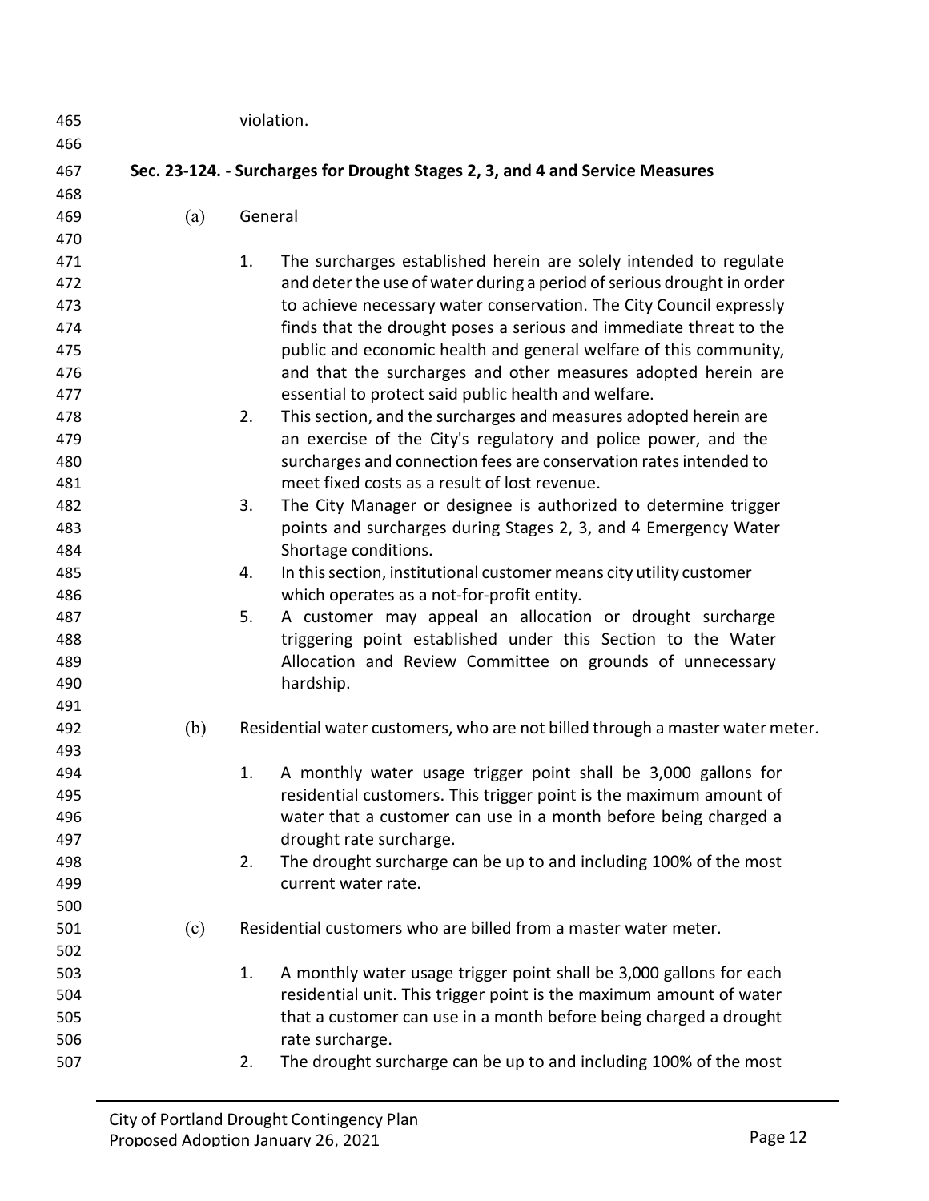violation.

**Sec. 23-124. - Surcharges for Drought Stages 2, 3, and 4 and Service Measures**

(a) General

1. The surcharges established herein are solely intended to regulate and deter the use of water during a period of serious drought in order to achieve necessary water conservation. The City Council expressly finds that the drought poses a serious and immediate threat to the public and economic health and general welfare of this community, and that the surcharges and other measures adopted herein are essential to protect said public health and welfare.
2. This section, and the surcharges and measures adopted herein are an exercise of the City's regulatory and police power, and the surcharges and connection fees are conservation rates intended to meet fixed costs as a result of lost revenue.
3. The City Manager or designee is authorized to determine trigger points and surcharges during Stages 2, 3, and 4 Emergency Water Shortage conditions.
4. In this section, institutional customer means city utility customer which operates as a not-for-profit entity.
5. A customer may appeal an allocation or drought surcharge triggering point established under this Section to the Water Allocation and Review Committee on grounds of unnecessary hardship.

(b) Residential water customers, who are not billed through a master water meter.

1. A monthly water usage trigger point shall be 3,000 gallons for residential customers. This trigger point is the maximum amount of water that a customer can use in a month before being charged a drought rate surcharge.
2. The drought surcharge can be up to and including 100% of the most current water rate.

(c) Residential customers who are billed from a master water meter.

1. A monthly water usage trigger point shall be 3,000 gallons for each residential unit. This trigger point is the maximum amount of water that a customer can use in a month before being charged a drought rate surcharge.
2. The drought surcharge can be up to and including 100% of the most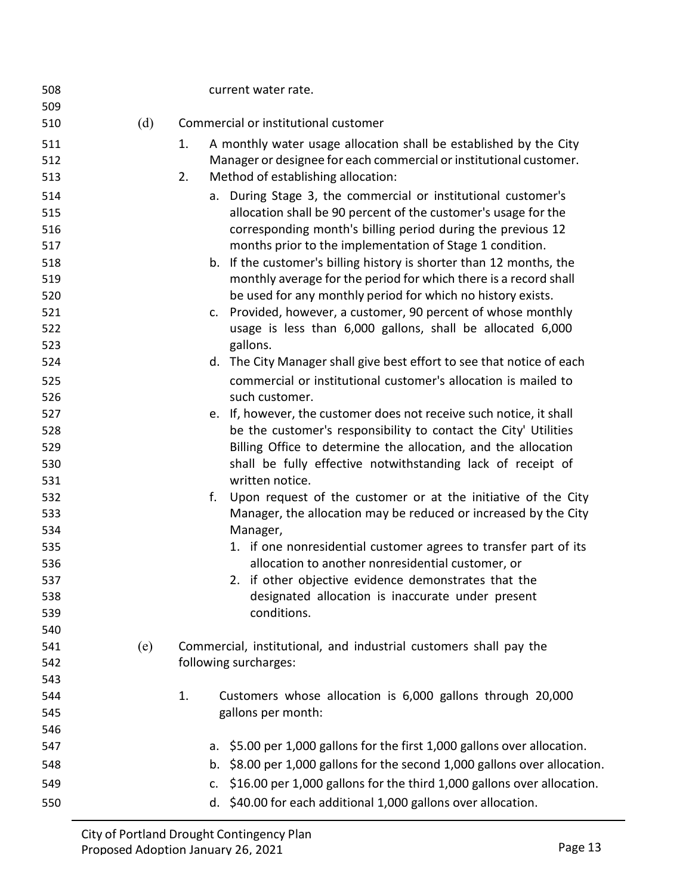current water rate.

(d) Commercial or institutional customer

1. A monthly water usage allocation shall be established by the City Manager or designee for each commercial or institutional customer.
2. Method of establishing allocation:
   a. During Stage 3, the commercial or institutional customer's allocation shall be 90 percent of the customer's usage for the corresponding month's billing period during the previous 12 months prior to the implementation of Stage 1 condition.
   b. If the customer's billing history is shorter than 12 months, the monthly average for the period for which there is a record shall be used for any monthly period for which no history exists.
   c. Provided, however, a customer, 90 percent of whose monthly usage is less than 6,000 gallons, shall be allocated 6,000 gallons.
   d. The City Manager shall give best effort to see that notice of each commercial or institutional customer's allocation is mailed to such customer.
   e. If, however, the customer does not receive such notice, it shall be the customer's responsibility to contact the City' Utilities Billing Office to determine the allocation, and the allocation shall be fully effective notwithstanding lack of receipt of written notice.
   f. Upon request of the customer or at the initiative of the City Manager, the allocation may be reduced or increased by the City Manager,
      1. if one nonresidential customer agrees to transfer part of its allocation to another nonresidential customer, or
      2. if other objective evidence demonstrates that the designated allocation is inaccurate under present conditions.

(e) Commercial, institutional, and industrial customers shall pay the following surcharges:

1. Customers whose allocation is 6,000 gallons through 20,000 gallons per month:

   a. $5.00 per 1,000 gallons for the first 1,000 gallons over allocation.
   b. $8.00 per 1,000 gallons for the second 1,000 gallons over allocation.
   c. $16.00 per 1,000 gallons for the third 1,000 gallons over allocation.
   d. $40.00 for each additional 1,000 gallons over allocation.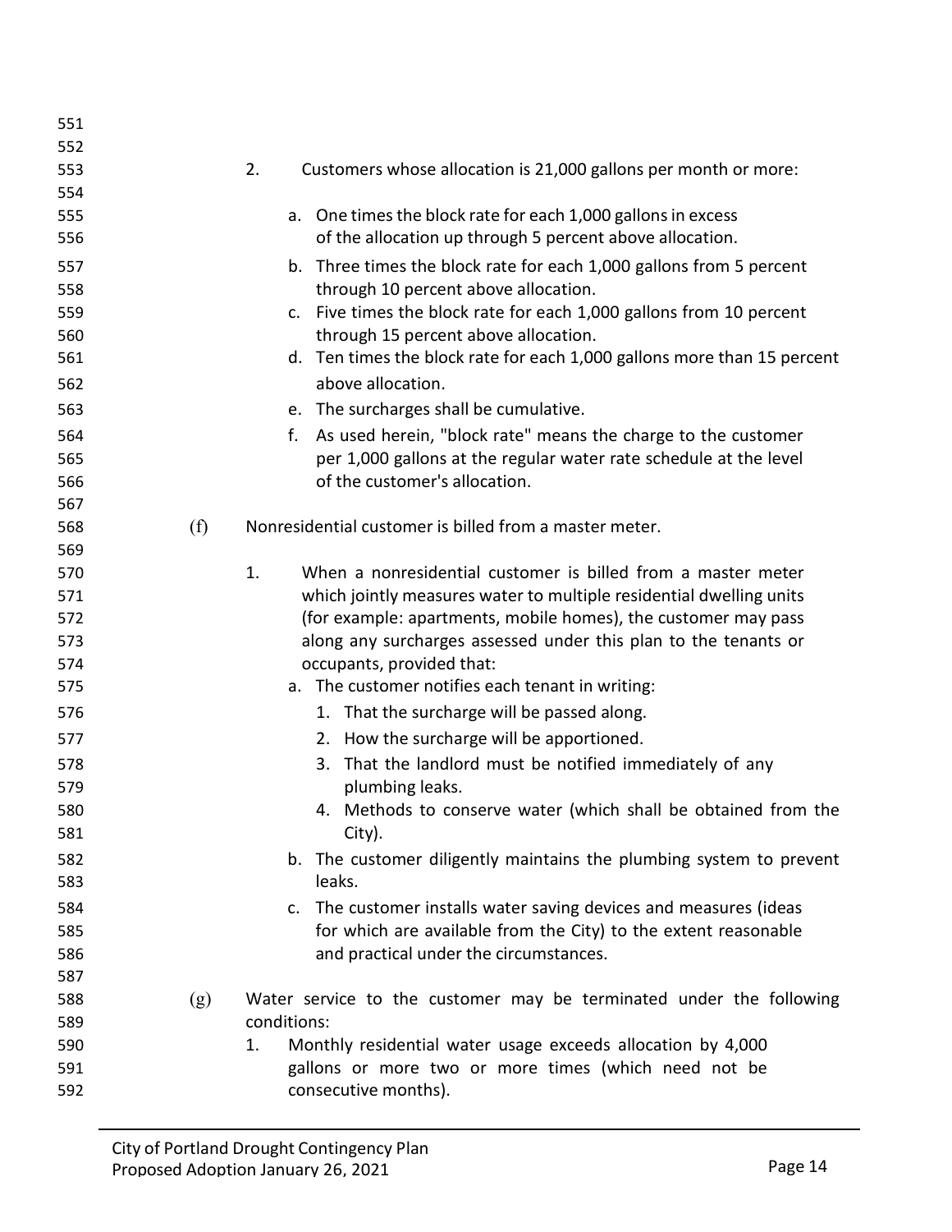2. Customers whose allocation is 21,000 gallons per month or more:

   a. One times the block rate for each 1,000 gallons in excess of the allocation up through 5 percent above allocation.
   b. Three times the block rate for each 1,000 gallons from 5 percent through 10 percent above allocation.
   c. Five times the block rate for each 1,000 gallons from 10 percent through 15 percent above allocation.
   d. Ten times the block rate for each 1,000 gallons more than 15 percent above allocation.
   e. The surcharges shall be cumulative.
   f. As used herein, "block rate" means the charge to the customer per 1,000 gallons at the regular water rate schedule at the level of the customer's allocation.

(f) Nonresidential customer is billed from a master meter.

1. When a nonresidential customer is billed from a master meter which jointly measures water to multiple residential dwelling units (for example: apartments, mobile homes), the customer may pass along any surcharges assessed under this plan to the tenants or occupants, provided that:
   a. The customer notifies each tenant in writing:
      1. That the surcharge will be passed along.
      2. How the surcharge will be apportioned.
      3. That the landlord must be notified immediately of any plumbing leaks.
      4. Methods to conserve water (which shall be obtained from the City).
   b. The customer diligently maintains the plumbing system to prevent leaks.
   c. The customer installs water saving devices and measures (ideas for which are available from the City) to the extent reasonable and practical under the circumstances.

(g) Water service to the customer may be terminated under the following conditions:

1. Monthly residential water usage exceeds allocation by 4,000 gallons or more two or more times (which need not be consecutive months).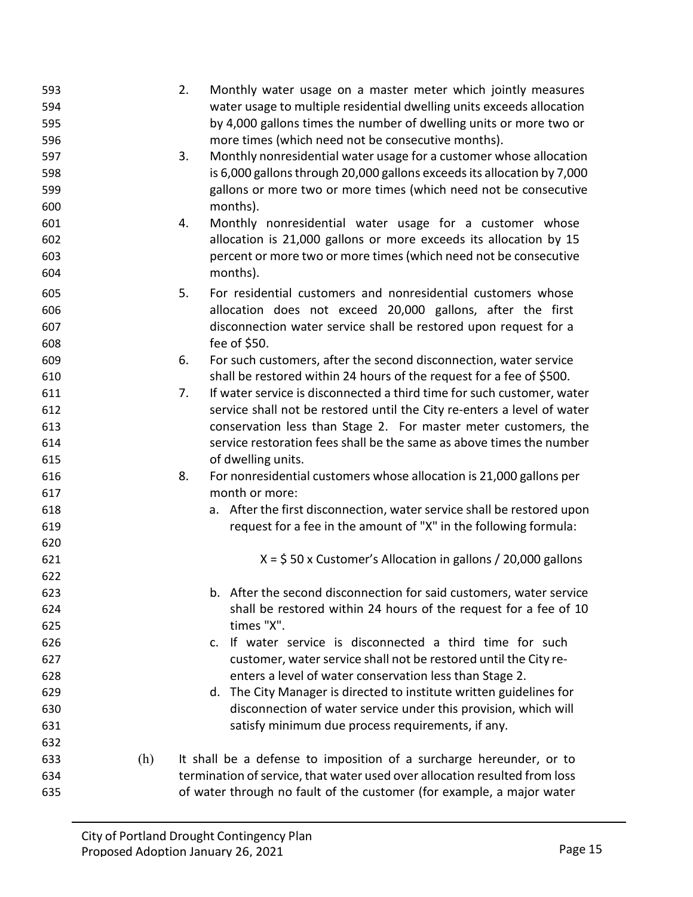2. Monthly water usage on a master meter which jointly measures water usage to multiple residential dwelling units exceeds allocation by 4,000 gallons times the number of dwelling units or more two or more times (which need not be consecutive months).
3. Monthly nonresidential water usage for a customer whose allocation is 6,000 gallons through 20,000 gallons exceeds its allocation by 7,000 gallons or more two or more times (which need not be consecutive months).
4. Monthly nonresidential water usage for a customer whose allocation is 21,000 gallons or more exceeds its allocation by 15 percent or more two or more times (which need not be consecutive months).
5. For residential customers and nonresidential customers whose allocation does not exceed 20,000 gallons, after the first disconnection water service shall be restored upon request for a fee of $50.
6. For such customers, after the second disconnection, water service shall be restored within 24 hours of the request for a fee of $500.
7. If water service is disconnected a third time for such customer, water service shall not be restored until the City re-enters a level of water conservation less than Stage 2. For master meter customers, the service restoration fees shall be the same as above times the number of dwelling units.
8. For nonresidential customers whose allocation is 21,000 gallons per month or more:
   a. After the first disconnection, water service shall be restored upon request for a fee in the amount of "X" in the following formula:

      $$X = \$50 \times \text{Customer's Allocation in gallons} / 20{,}000 \text{ gallons}$$

   b. After the second disconnection for said customers, water service shall be restored within 24 hours of the request for a fee of 10 times "X".
   c. If water service is disconnected a third time for such customer, water service shall not be restored until the City re-enters a level of water conservation less than Stage 2.
   d. The City Manager is directed to institute written guidelines for disconnection of water service under this provision, which will satisfy minimum due process requirements, if any.

(h) It shall be a defense to imposition of a surcharge hereunder, or to termination of service, that water used over allocation resulted from loss of water through no fault of the customer (for example, a major water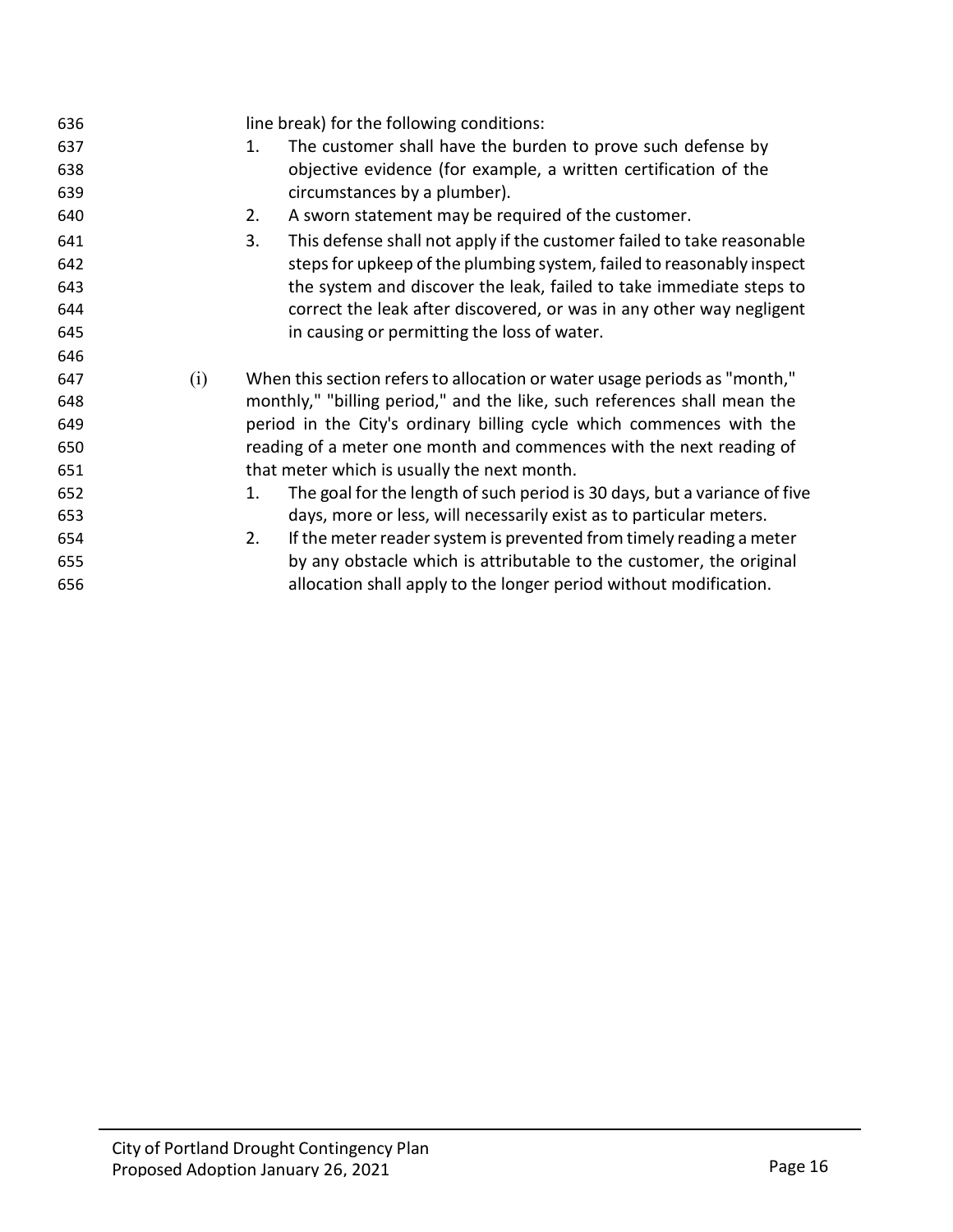line break) for the following conditions:

1. The customer shall have the burden to prove such defense by objective evidence (for example, a written certification of the circumstances by a plumber).
2. A sworn statement may be required of the customer.
3. This defense shall not apply if the customer failed to take reasonable steps for upkeep of the plumbing system, failed to reasonably inspect the system and discover the leak, failed to take immediate steps to correct the leak after discovered, or was in any other way negligent in causing or permitting the loss of water.

(i) When this section refers to allocation or water usage periods as "month," monthly," "billing period," and the like, such references shall mean the period in the City's ordinary billing cycle which commences with the reading of a meter one month and commences with the next reading of that meter which is usually the next month.

1. The goal for the length of such period is 30 days, but a variance of five days, more or less, will necessarily exist as to particular meters.
2. If the meter reader system is prevented from timely reading a meter by any obstacle which is attributable to the customer, the original allocation shall apply to the longer period without modification.